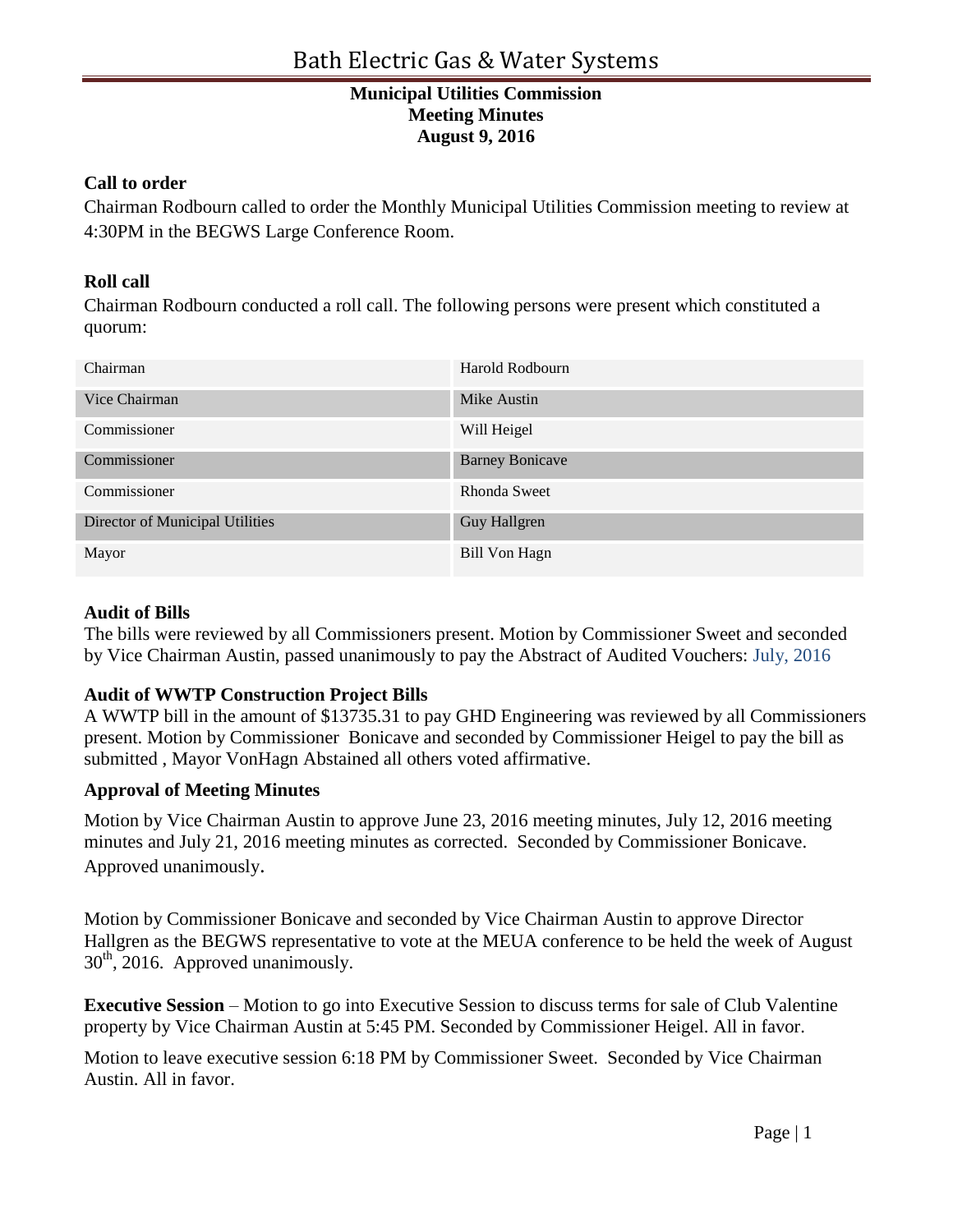# Bath Electric Gas & Water Systems

**Municipal Utilities Commission**
**Meeting Minutes**
**August 9, 2016**

### Call to order

Chairman Rodbourn called to order the Monthly Municipal Utilities Commission meeting to review at 4:30PM in the BEGWS Large Conference Room.

### Roll call

Chairman Rodbourn conducted a roll call. The following persons were present which constituted a quorum:

| | |
|---|---|
| Chairman | Harold Rodbourn |
| Vice Chairman | Mike Austin |
| Commissioner | Will Heigel |
| Commissioner | Barney Bonicave |
| Commissioner | Rhonda Sweet |
| Director of Municipal Utilities | Guy Hallgren |
| Mayor | Bill Von Hagn |

### Audit of Bills

The bills were reviewed by all Commissioners present. Motion by Commissioner Sweet and seconded by Vice Chairman Austin, passed unanimously to pay the Abstract of Audited Vouchers: July, 2016

### Audit of WWTP Construction Project Bills

A WWTP bill in the amount of $13735.31 to pay GHD Engineering was reviewed by all Commissioners present. Motion by Commissioner Bonicave and seconded by Commissioner Heigel to pay the bill as submitted , Mayor VonHagn Abstained all others voted affirmative.

### Approval of Meeting Minutes

Motion by Vice Chairman Austin to approve June 23, 2016 meeting minutes, July 12, 2016 meeting minutes and July 21, 2016 meeting minutes as corrected. Seconded by Commissioner Bonicave. Approved unanimously.

Motion by Commissioner Bonicave and seconded by Vice Chairman Austin to approve Director Hallgren as the BEGWS representative to vote at the MEUA conference to be held the week of August 30th, 2016. Approved unanimously.

**Executive Session** – Motion to go into Executive Session to discuss terms for sale of Club Valentine property by Vice Chairman Austin at 5:45 PM. Seconded by Commissioner Heigel. All in favor.

Motion to leave executive session 6:18 PM by Commissioner Sweet. Seconded by Vice Chairman Austin. All in favor.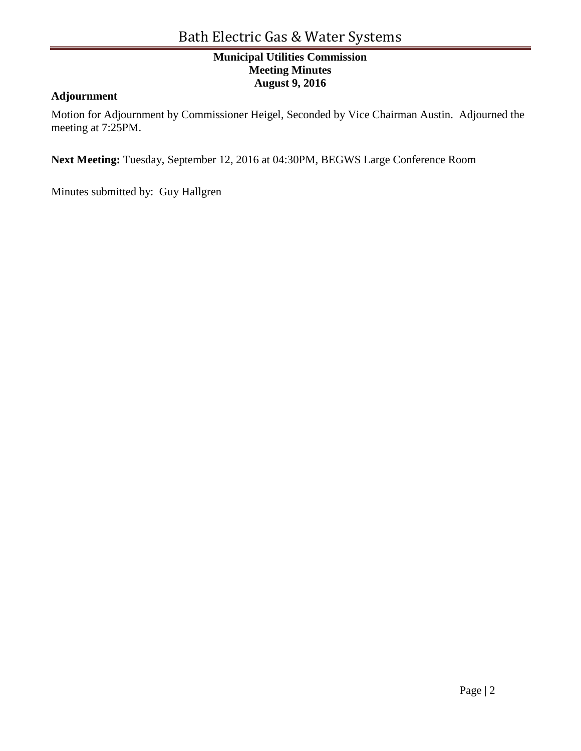## Adjournment

Motion for Adjournment by Commissioner Heigel, Seconded by Vice Chairman Austin. Adjourned the meeting at 7:25PM.

**Next Meeting:** Tuesday, September 12, 2016 at 04:30PM, BEGWS Large Conference Room

Minutes submitted by: Guy Hallgren